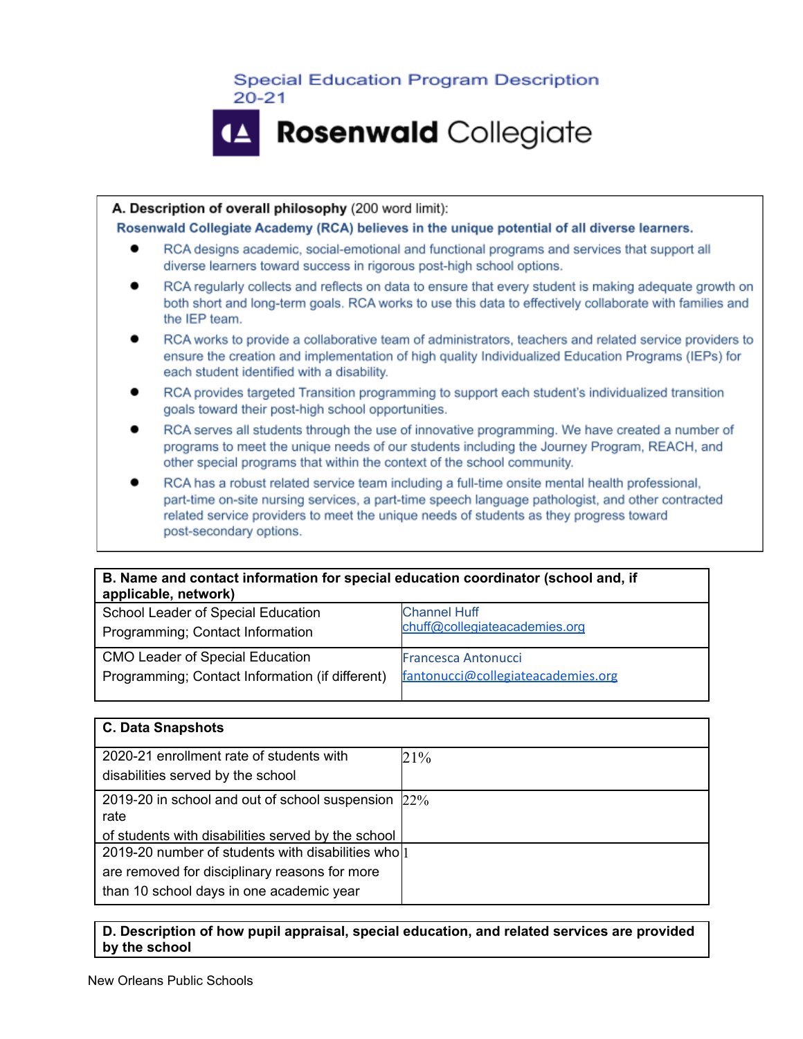# Special Education Program Description 20-21

# Rosenwald Collegiate

**A. Description of overall philosophy** (200 word limit):

**Rosenwald Collegiate Academy (RCA) believes in the unique potential of all diverse learners.**

- RCA designs academic, social-emotional and functional programs and services that support all diverse learners toward success in rigorous post-high school options.
- RCA regularly collects and reflects on data to ensure that every student is making adequate growth on both short and long-term goals. RCA works to use this data to effectively collaborate with families and the IEP team.
- RCA works to provide a collaborative team of administrators, teachers and related service providers to ensure the creation and implementation of high quality Individualized Education Programs (IEPs) for each student identified with a disability.
- RCA provides targeted Transition programming to support each student's individualized transition goals toward their post-high school opportunities.
- RCA serves all students through the use of innovative programming. We have created a number of programs to meet the unique needs of our students including the Journey Program, REACH, and other special programs that within the context of the school community.
- RCA has a robust related service team including a full-time onsite mental health professional, part-time on-site nursing services, a part-time speech language pathologist, and other contracted related service providers to meet the unique needs of students as they progress toward post-secondary options.

| **B. Name and contact information for special education coordinator (school and, if applicable, network)** | |
|---|---|
| School Leader of Special Education Programming; Contact Information | Channel Huff chuff@collegiateacademies.org |
| CMO Leader of Special Education Programming; Contact Information (if different) | Francesca Antonucci fantonucci@collegiateacademies.org |

| **C. Data Snapshots** | |
|---|---|
| 2020-21 enrollment rate of students with disabilities served by the school | 21% |
| 2019-20 in school and out of school suspension rate of students with disabilities served by the school | 22% |
| 2019-20 number of students with disabilities who are removed for disciplinary reasons for more than 10 school days in one academic year | 1 |

**D. Description of how pupil appraisal, special education, and related services are provided by the school**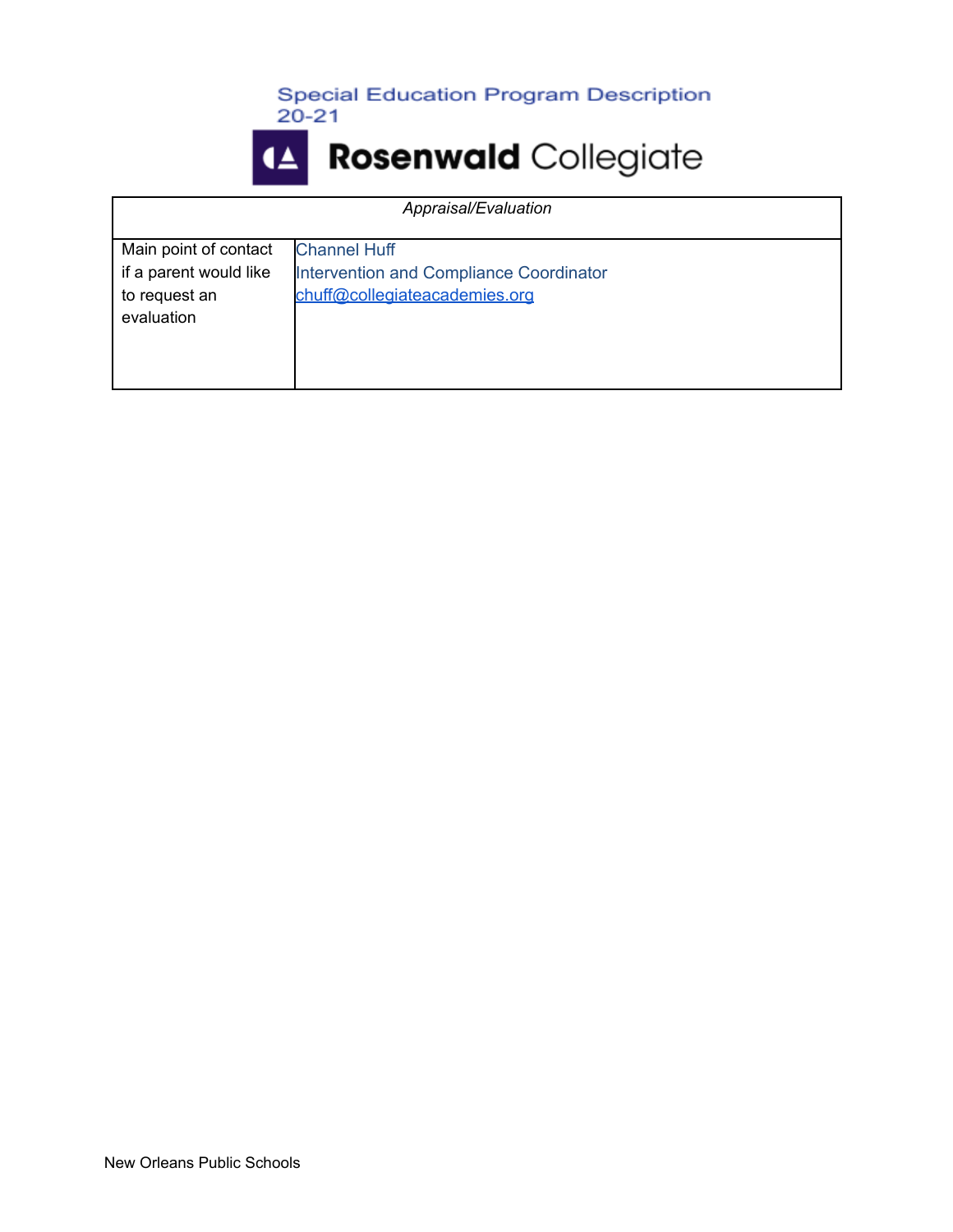Special Education Program Description 20-21

# Rosenwald Collegiate

| *Appraisal/Evaluation* | |
|---|---|
| Main point of contact if a parent would like to request an evaluation | Channel Huff<br>Intervention and Compliance Coordinator<br>chuff@collegiateacademies.org |

New Orleans Public Schools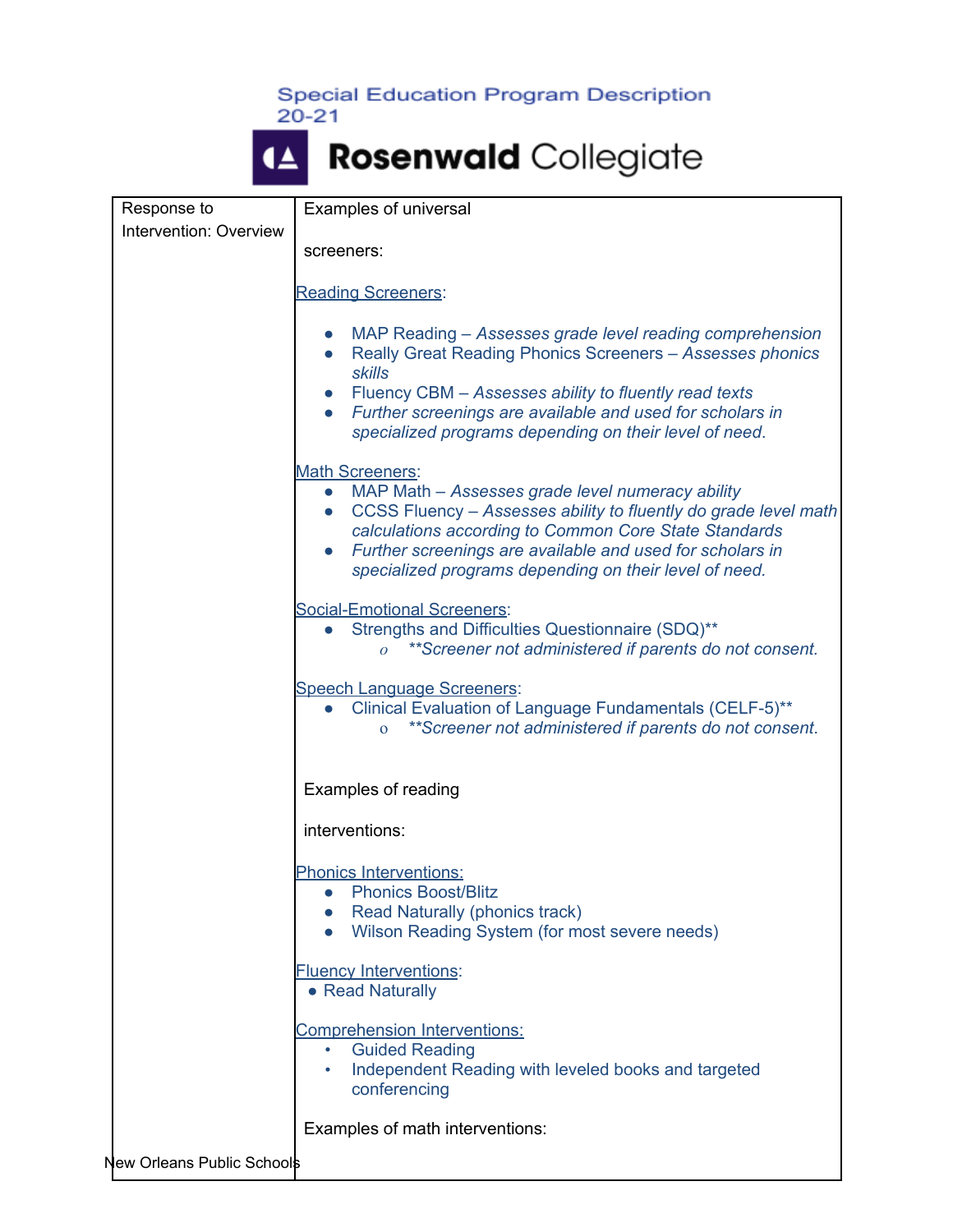| Response to Intervention: Overview | Examples of universal screeners:<br><br>Reading Screeners:<br>• MAP Reading – *Assesses grade level reading comprehension*<br>• Really Great Reading Phonics Screeners – *Assesses phonics skills*<br>• Fluency CBM – *Assesses ability to fluently read texts*<br>• *Further screenings are available and used for scholars in specialized programs depending on their level of need.*<br><br>Math Screeners:<br>• MAP Math – *Assesses grade level numeracy ability*<br>• CCSS Fluency – *Assesses ability to fluently do grade level math calculations according to Common Core State Standards*<br>• *Further screenings are available and used for scholars in specialized programs depending on their level of need.*<br><br>Social-Emotional Screeners:<br>• Strengths and Difficulties Questionnaire (SDQ)**<br>o *Screener not administered if parents do not consent.*<br><br>Speech Language Screeners:<br>• Clinical Evaluation of Language Fundamentals (CELF-5)**<br>o *Screener not administered if parents do not consent.*<br><br>Examples of reading interventions:<br><br>Phonics Interventions:<br>• Phonics Boost/Blitz<br>• Read Naturally (phonics track)<br>• Wilson Reading System (for most severe needs)<br><br>Fluency Interventions:<br>• Read Naturally<br><br>Comprehension Interventions:<br>• Guided Reading<br>• Independent Reading with leveled books and targeted conferencing<br><br>Examples of math interventions: |
|---|---|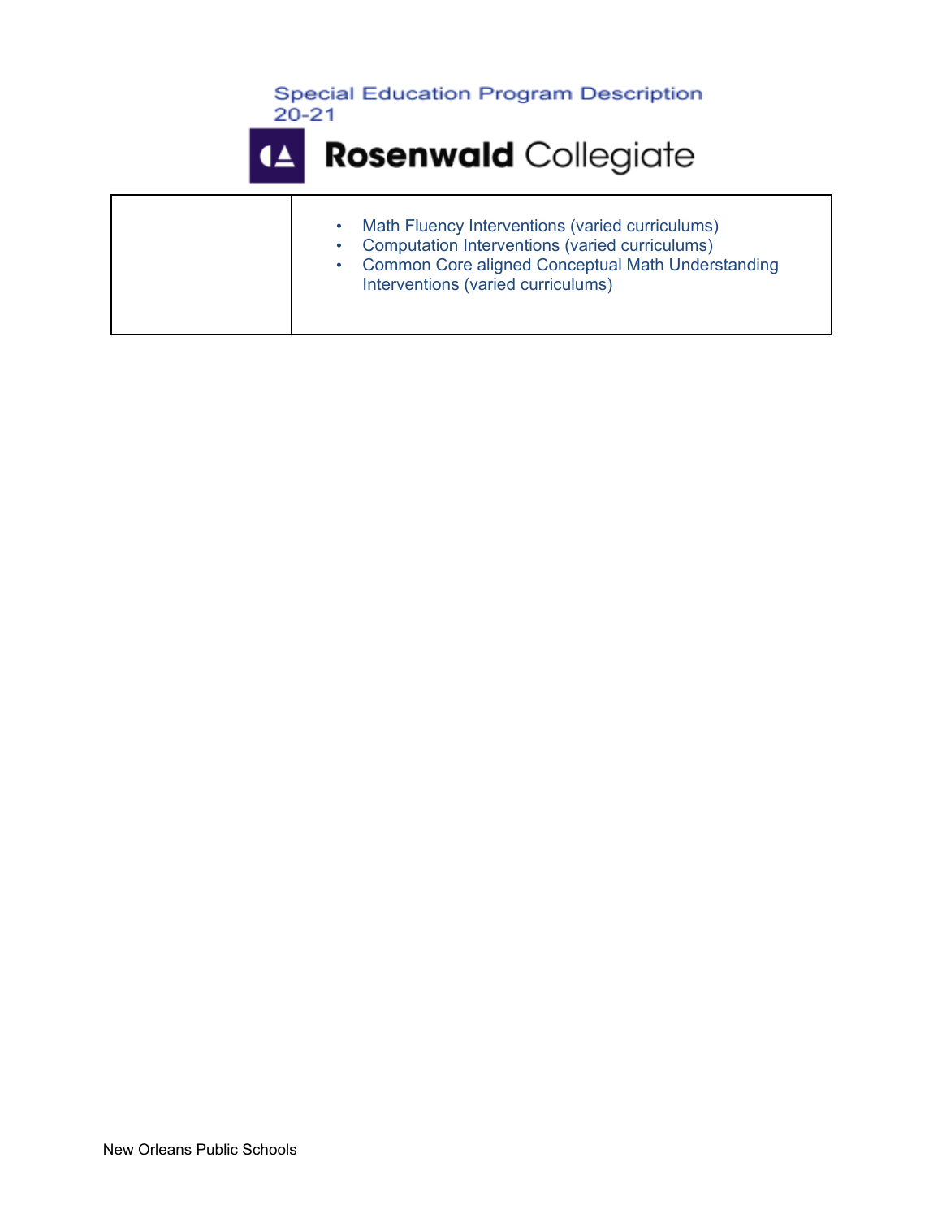|  |  |
|---|---|
|  | • Math Fluency Interventions (varied curriculums)<br>• Computation Interventions (varied curriculums)<br>• Common Core aligned Conceptual Math Understanding Interventions (varied curriculums) |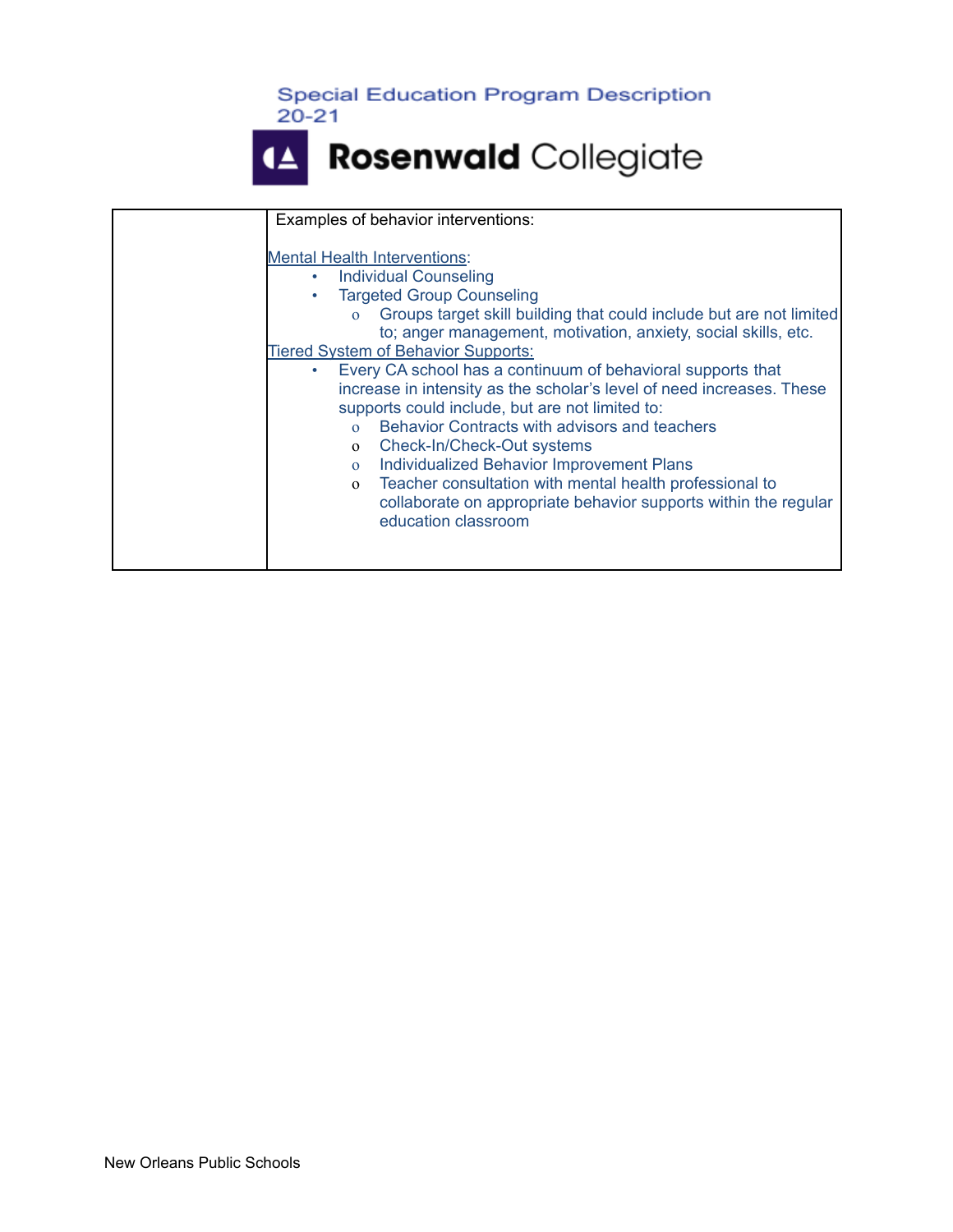| | Examples of behavior interventions:<br><br>Mental Health Interventions:<br>• Individual Counseling<br>• Targeted Group Counseling<br>  o Groups target skill building that could include but are not limited to; anger management, motivation, anxiety, social skills, etc.<br>Tiered System of Behavior Supports:<br>• Every CA school has a continuum of behavioral supports that increase in intensity as the scholar's level of need increases. These supports could include, but are not limited to:<br>  o Behavior Contracts with advisors and teachers<br>  o Check-In/Check-Out systems<br>  o Individualized Behavior Improvement Plans<br>  o Teacher consultation with mental health professional to collaborate on appropriate behavior supports within the regular education classroom |
|---|---|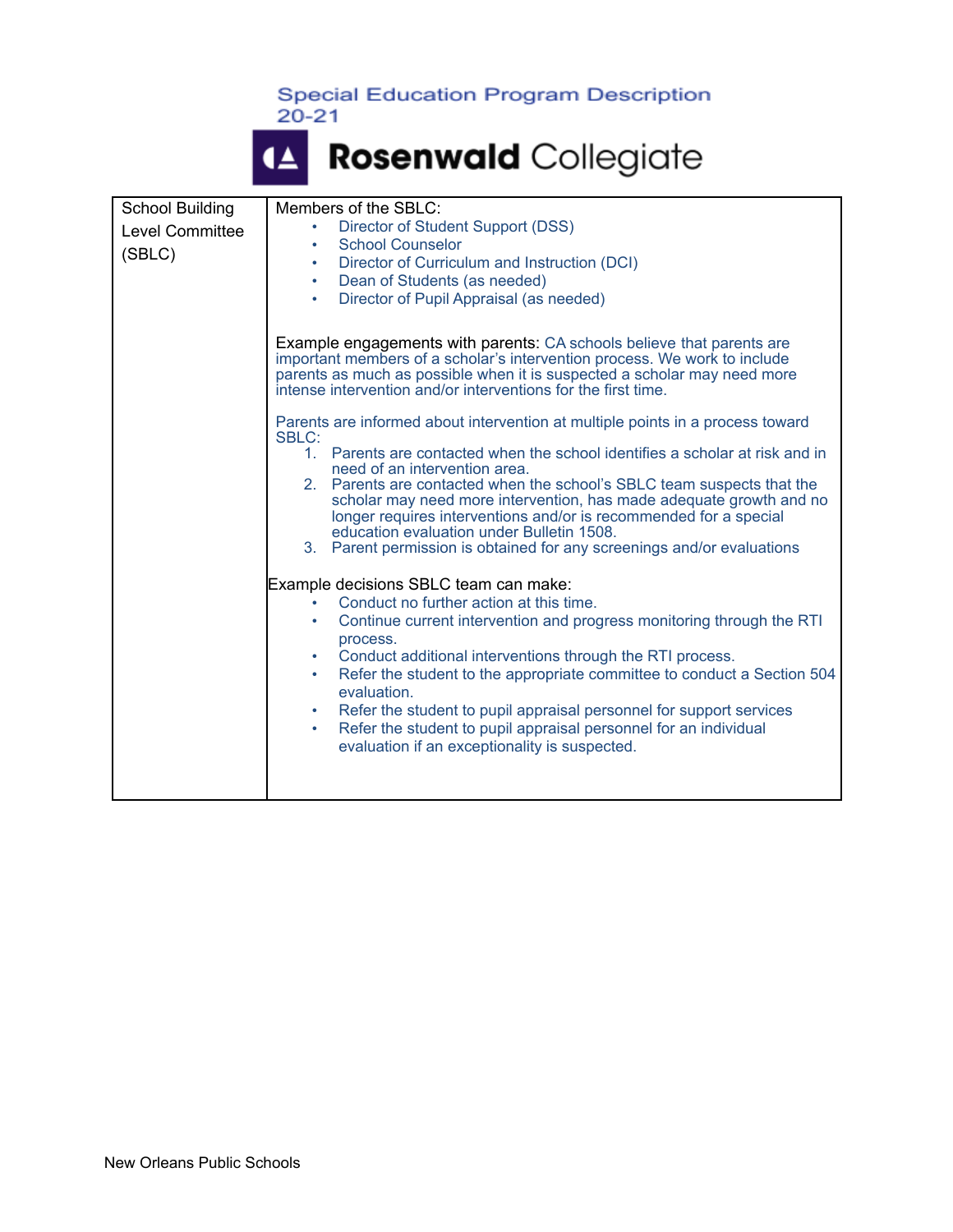| School Building Level Committee (SBLC) | Members of the SBLC:<br>• Director of Student Support (DSS)<br>• School Counselor<br>• Director of Curriculum and Instruction (DCI)<br>• Dean of Students (as needed)<br>• Director of Pupil Appraisal (as needed)<br><br>Example engagements with parents: CA schools believe that parents are important members of a scholar's intervention process. We work to include parents as much as possible when it is suspected a scholar may need more intense intervention and/or interventions for the first time.<br><br>Parents are informed about intervention at multiple points in a process toward SBLC:<br>1. Parents are contacted when the school identifies a scholar at risk and in need of an intervention area.<br>2. Parents are contacted when the school's SBLC team suspects that the scholar may need more intervention, has made adequate growth and no longer requires interventions and/or is recommended for a special education evaluation under Bulletin 1508.<br>3. Parent permission is obtained for any screenings and/or evaluations<br><br>Example decisions SBLC team can make:<br>• Conduct no further action at this time.<br>• Continue current intervention and progress monitoring through the RTI process.<br>• Conduct additional interventions through the RTI process.<br>• Refer the student to the appropriate committee to conduct a Section 504 evaluation.<br>• Refer the student to pupil appraisal personnel for support services<br>• Refer the student to pupil appraisal personnel for an individual evaluation if an exceptionality is suspected. |
|---|---|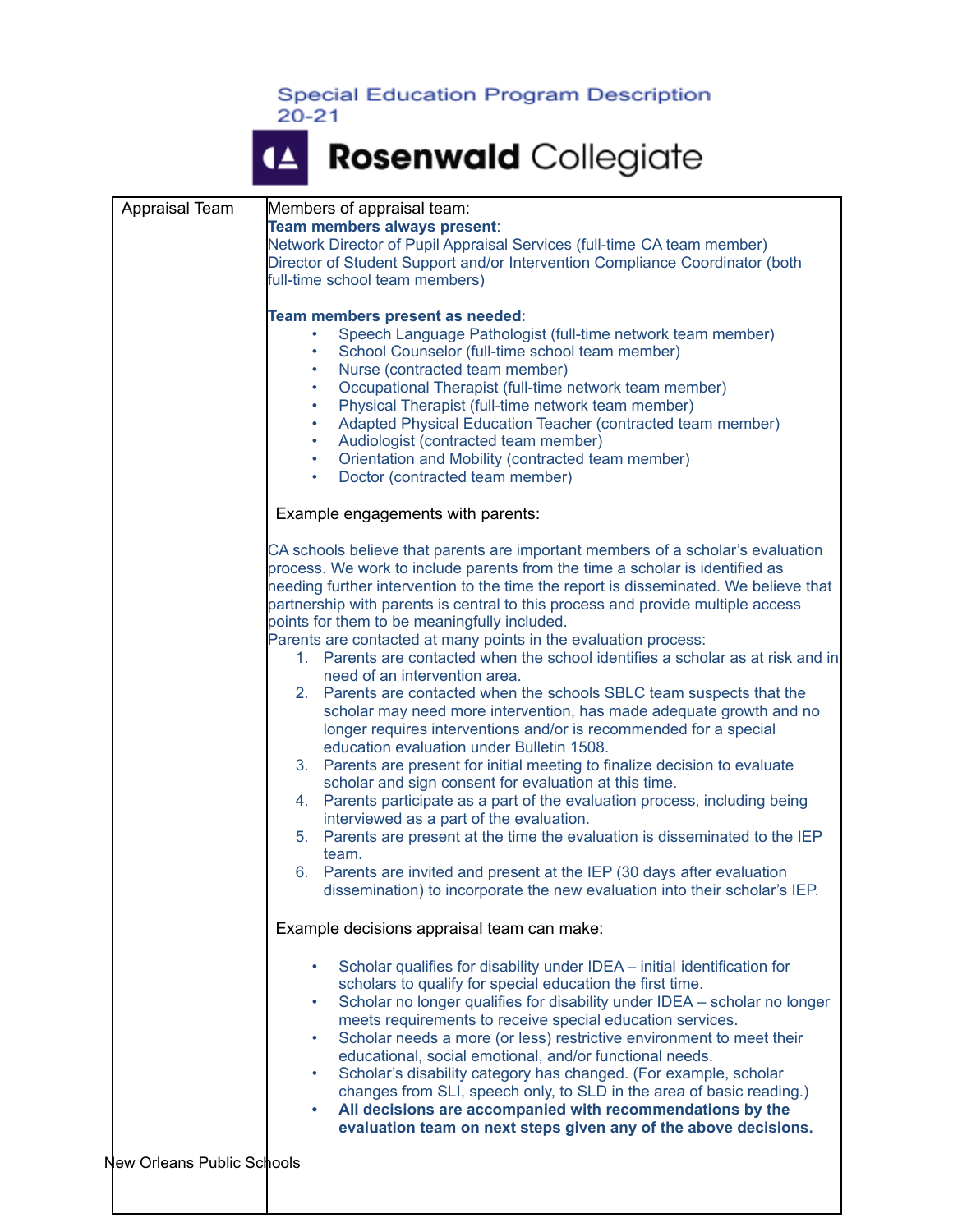| Appraisal Team | Members of appraisal team:<br>**Team members always present**:<br>Network Director of Pupil Appraisal Services (full-time CA team member)<br>Director of Student Support and/or Intervention Compliance Coordinator (both full-time school team members)<br><br>**Team members present as needed**:<br>• Speech Language Pathologist (full-time network team member)<br>• School Counselor (full-time school team member)<br>• Nurse (contracted team member)<br>• Occupational Therapist (full-time network team member)<br>• Physical Therapist (full-time network team member)<br>• Adapted Physical Education Teacher (contracted team member)<br>• Audiologist (contracted team member)<br>• Orientation and Mobility (contracted team member)<br>• Doctor (contracted team member)<br><br>Example engagements with parents:<br><br>CA schools believe that parents are important members of a scholar's evaluation process. We work to include parents from the time a scholar is identified as needing further intervention to the time the report is disseminated. We believe that partnership with parents is central to this process and provide multiple access points for them to be meaningfully included.<br>Parents are contacted at many points in the evaluation process:<br>1. Parents are contacted when the school identifies a scholar as at risk and in need of an intervention area.<br>2. Parents are contacted when the schools SBLC team suspects that the scholar may need more intervention, has made adequate growth and no longer requires interventions and/or is recommended for a special education evaluation under Bulletin 1508.<br>3. Parents are present for initial meeting to finalize decision to evaluate scholar and sign consent for evaluation at this time.<br>4. Parents participate as a part of the evaluation process, including being interviewed as a part of the evaluation.<br>5. Parents are present at the time the evaluation is disseminated to the IEP team.<br>6. Parents are invited and present at the IEP (30 days after evaluation dissemination) to incorporate the new evaluation into their scholar's IEP.<br><br>Example decisions appraisal team can make:<br><br>• Scholar qualifies for disability under IDEA – initial identification for scholars to qualify for special education the first time.<br>• Scholar no longer qualifies for disability under IDEA – scholar no longer meets requirements to receive special education services.<br>• Scholar needs a more (or less) restrictive environment to meet their educational, social emotional, and/or functional needs.<br>• Scholar's disability category has changed. (For example, scholar changes from SLI, speech only, to SLD in the area of basic reading.)<br>• **All decisions are accompanied with recommendations by the evaluation team on next steps given any of the above decisions.** |
|---|---|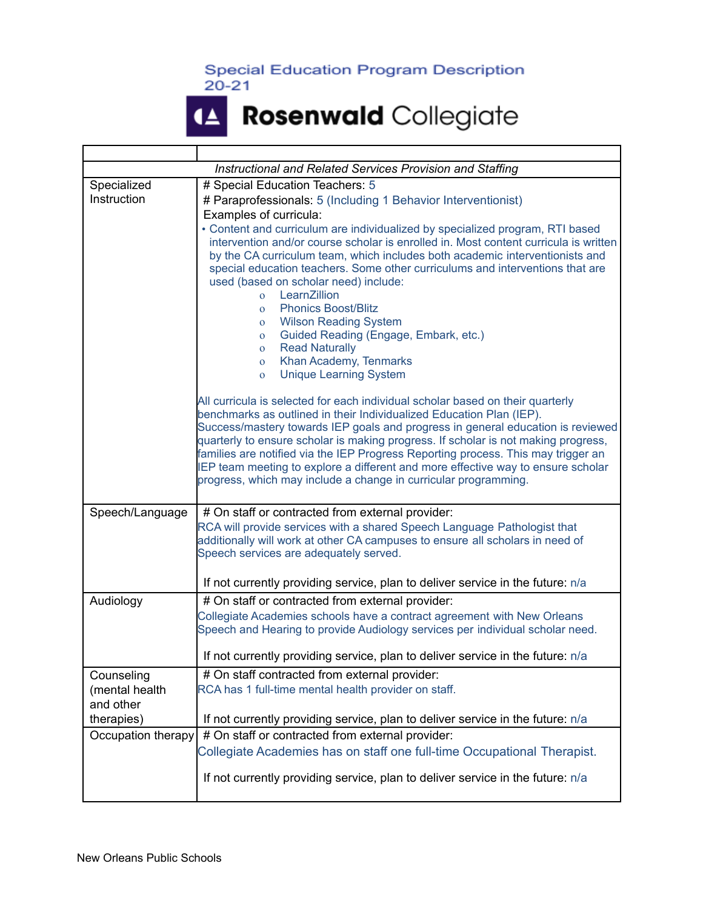# Special Education Program Description 20-21

# Rosenwald Collegiate

| | |
|---|---|
| *Instructional and Related Services Provision and Staffing* | |
| Specialized Instruction | # Special Education Teachers: 5<br># Paraprofessionals: 5 (Including 1 Behavior Interventionist)<br>Examples of curricula:<br>• Content and curriculum are individualized by specialized program, RTI based intervention and/or course scholar is enrolled in. Most content curricula is written by the CA curriculum team, which includes both academic interventionists and special education teachers. Some other curriculums and interventions that are used (based on scholar need) include:<br>o LearnZillion<br>o Phonics Boost/Blitz<br>o Wilson Reading System<br>o Guided Reading (Engage, Embark, etc.)<br>o Read Naturally<br>o Khan Academy, Tenmarks<br>o Unique Learning System<br><br>All curricula is selected for each individual scholar based on their quarterly benchmarks as outlined in their Individualized Education Plan (IEP). Success/mastery towards IEP goals and progress in general education is reviewed quarterly to ensure scholar is making progress. If scholar is not making progress, families are notified via the IEP Progress Reporting process. This may trigger an IEP team meeting to explore a different and more effective way to ensure scholar progress, which may include a change in curricular programming. |
| Speech/Language | # On staff or contracted from external provider:<br>RCA will provide services with a shared Speech Language Pathologist that additionally will work at other CA campuses to ensure all scholars in need of Speech services are adequately served.<br><br>If not currently providing service, plan to deliver service in the future: n/a |
| Audiology | # On staff or contracted from external provider:<br>Collegiate Academies schools have a contract agreement with New Orleans Speech and Hearing to provide Audiology services per individual scholar need.<br><br>If not currently providing service, plan to deliver service in the future: n/a |
| Counseling (mental health and other therapies) | # On staff contracted from external provider:<br>RCA has 1 full-time mental health provider on staff.<br><br>If not currently providing service, plan to deliver service in the future: n/a |
| Occupation therapy | # On staff or contracted from external provider:<br>Collegiate Academies has on staff one full-time Occupational Therapist.<br><br>If not currently providing service, plan to deliver service in the future: n/a |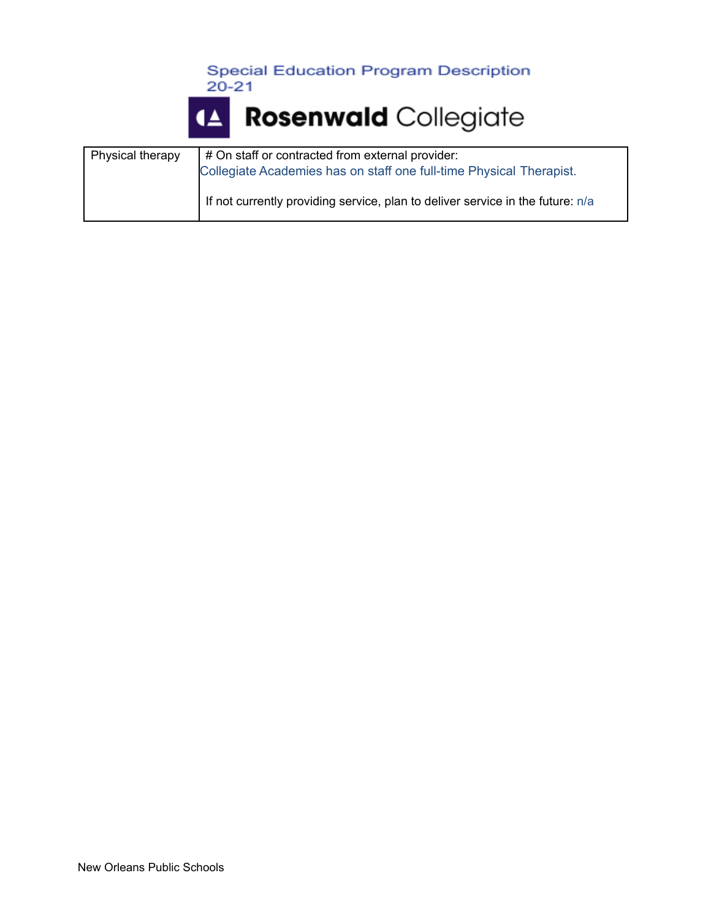| Physical therapy | # On staff or contracted from external provider:<br>Collegiate Academies has on staff one full-time Physical Therapist.<br><br>If not currently providing service, plan to deliver service in the future: n/a |
|---|---|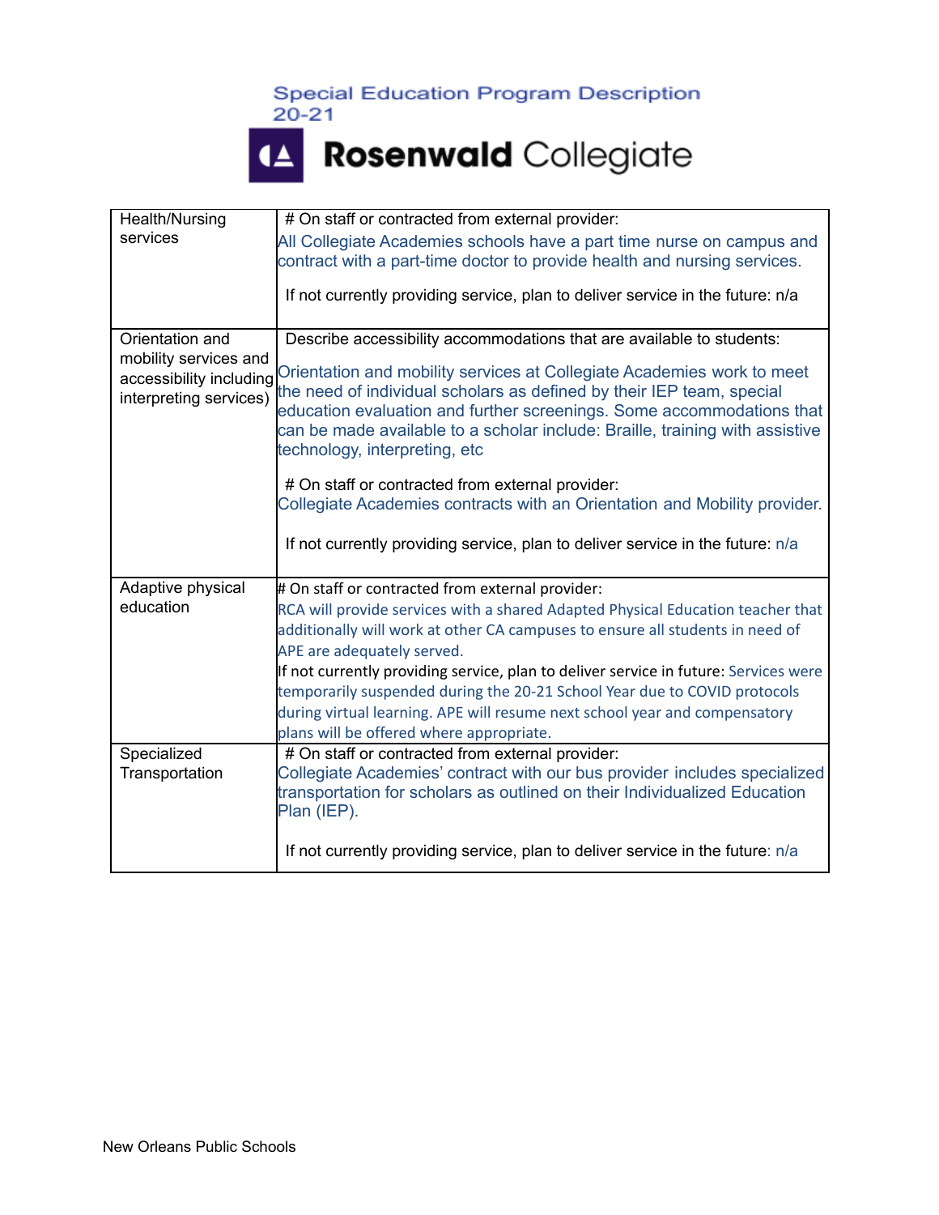Special Education Program Description
20-21

Rosenwald Collegiate

| | |
|---|---|
| Health/Nursing services | # On staff or contracted from external provider: All Collegiate Academies schools have a part time nurse on campus and contract with a part-time doctor to provide health and nursing services.<br><br>If not currently providing service, plan to deliver service in the future: n/a |
| Orientation and mobility services and accessibility including interpreting services) | Describe accessibility accommodations that are available to students:<br><br>Orientation and mobility services at Collegiate Academies work to meet the need of individual scholars as defined by their IEP team, special education evaluation and further screenings. Some accommodations that can be made available to a scholar include: Braille, training with assistive technology, interpreting, etc<br><br># On staff or contracted from external provider: Collegiate Academies contracts with an Orientation and Mobility provider.<br><br>If not currently providing service, plan to deliver service in the future: n/a |
| Adaptive physical education | # On staff or contracted from external provider: RCA will provide services with a shared Adapted Physical Education teacher that additionally will work at other CA campuses to ensure all students in need of APE are adequately served.<br>If not currently providing service, plan to deliver service in future: Services were temporarily suspended during the 20-21 School Year due to COVID protocols during virtual learning. APE will resume next school year and compensatory plans will be offered where appropriate. |
| Specialized Transportation | # On staff or contracted from external provider: Collegiate Academies' contract with our bus provider includes specialized transportation for scholars as outlined on their Individualized Education Plan (IEP).<br><br>If not currently providing service, plan to deliver service in the future: n/a |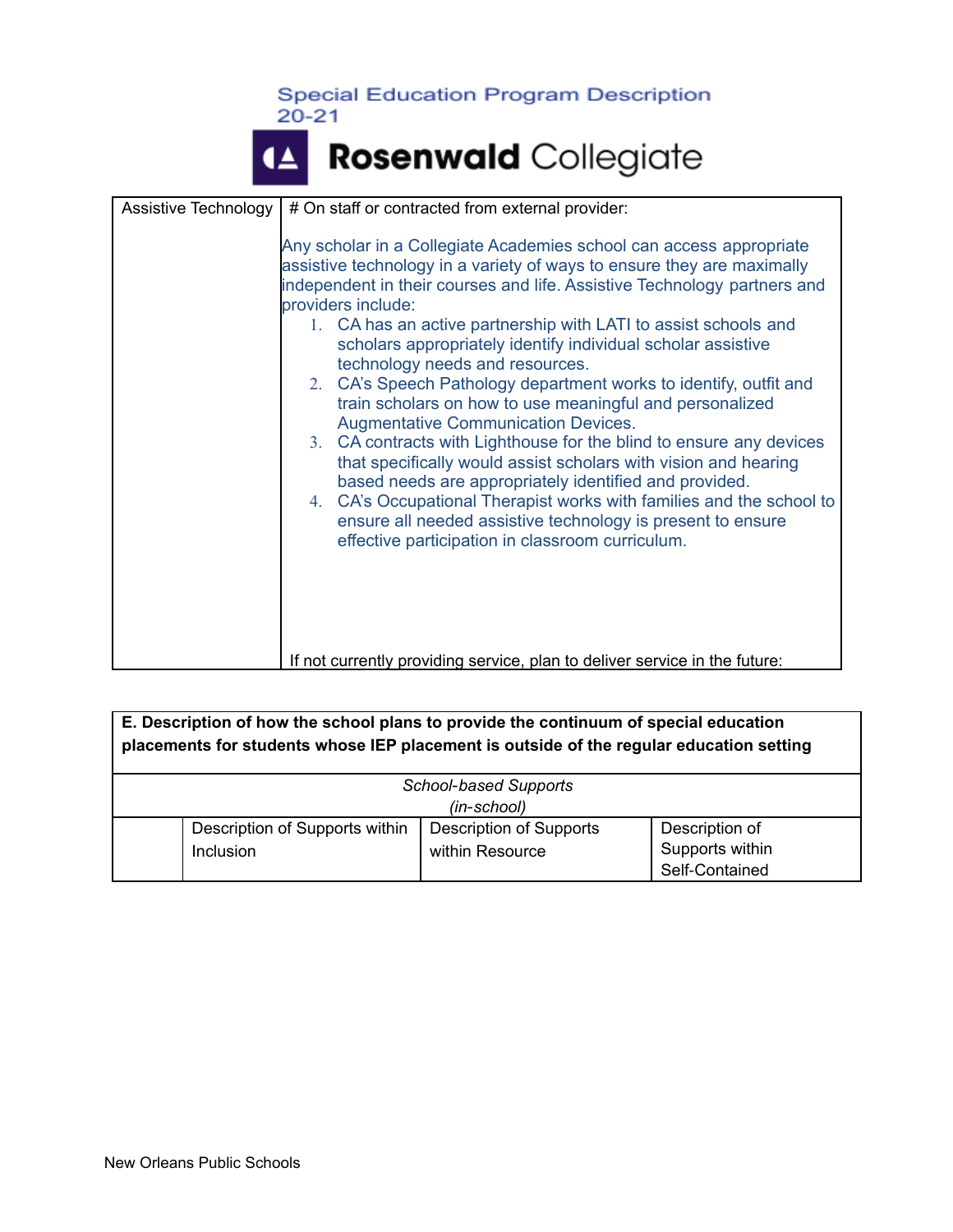Special Education Program Description 20-21

Rosenwald Collegiate

| Assistive Technology | # On staff or contracted from external provider:<br><br>Any scholar in a Collegiate Academies school can access appropriate assistive technology in a variety of ways to ensure they are maximally independent in their courses and life. Assistive Technology partners and providers include:<br>1. CA has an active partnership with LATI to assist schools and scholars appropriately identify individual scholar assistive technology needs and resources.<br>2. CA's Speech Pathology department works to identify, outfit and train scholars on how to use meaningful and personalized Augmentative Communication Devices.<br>3. CA contracts with Lighthouse for the blind to ensure any devices that specifically would assist scholars with vision and hearing based needs are appropriately identified and provided.<br>4. CA's Occupational Therapist works with families and the school to ensure all needed assistive technology is present to ensure effective participation in classroom curriculum.<br><br>If not currently providing service, plan to deliver service in the future: |
|---|---|

| **E. Description of how the school plans to provide the continuum of special education placements for students whose IEP placement is outside of the regular education setting** | | | |
|---|---|---|---|
| *School-based Supports (in-school)* | | | |
| | Description of Supports within Inclusion | Description of Supports within Resource | Description of Supports within Self-Contained |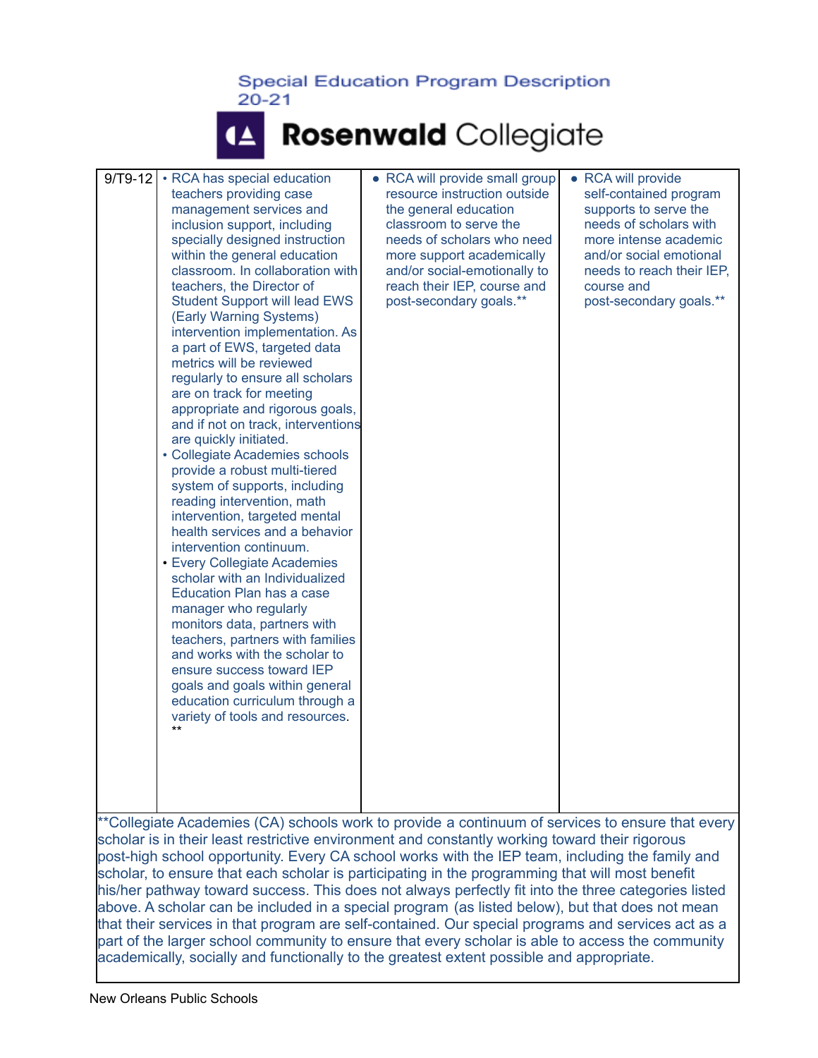Special Education Program Description 20-21

# Rosenwald Collegiate

| | | | |
|---|---|---|---|
| 9/T9-12 | • RCA has special education teachers providing case management services and inclusion support, including specially designed instruction within the general education classroom. In collaboration with teachers, the Director of Student Support will lead EWS (Early Warning Systems) intervention implementation. As a part of EWS, targeted data metrics will be reviewed regularly to ensure all scholars are on track for meeting appropriate and rigorous goals, and if not on track, interventions are quickly initiated.<br>• Collegiate Academies schools provide a robust multi-tiered system of supports, including reading intervention, math intervention, targeted mental health services and a behavior intervention continuum.<br>• Every Collegiate Academies scholar with an Individualized Education Plan has a case manager who regularly monitors data, partners with teachers, partners with families and works with the scholar to ensure success toward IEP goals and goals within general education curriculum through a variety of tools and resources. ** | • RCA will provide small group resource instruction outside the general education classroom to serve the needs of scholars who need more support academically and/or social-emotionally to reach their IEP, course and post-secondary goals.** | • RCA will provide self-contained program supports to serve the needs of scholars with more intense academic and/or social emotional needs to reach their IEP, course and post-secondary goals.** |

**Collegiate Academies (CA) schools work to provide a continuum of services to ensure that every scholar is in their least restrictive environment and constantly working toward their rigorous post-high school opportunity. Every CA school works with the IEP team, including the family and scholar, to ensure that each scholar is participating in the programming that will most benefit his/her pathway toward success. This does not always perfectly fit into the three categories listed above. A scholar can be included in a special program (as listed below), but that does not mean that their services in that program are self-contained. Our special programs and services act as a part of the larger school community to ensure that every scholar is able to access the community academically, socially and functionally to the greatest extent possible and appropriate.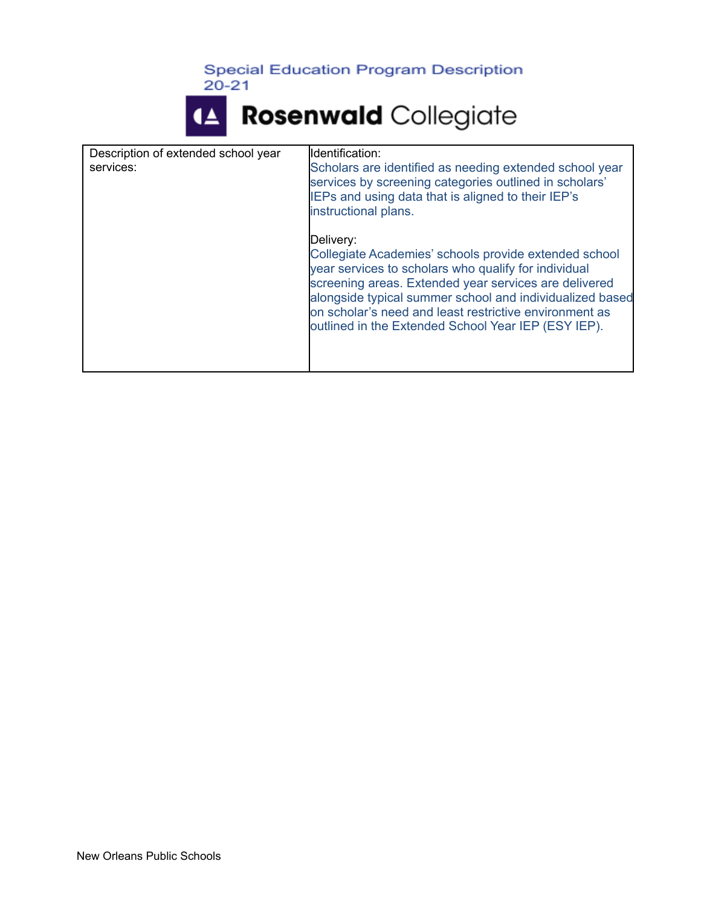Special Education Program Description
20-21

**Rosenwald** Collegiate

| Description of extended school year services: | Identification:<br>Scholars are identified as needing extended school year services by screening categories outlined in scholars' IEPs and using data that is aligned to their IEP's instructional plans.<br><br>Delivery:<br>Collegiate Academies' schools provide extended school year services to scholars who qualify for individual screening areas. Extended year services are delivered alongside typical summer school and individualized based on scholar's need and least restrictive environment as outlined in the Extended School Year IEP (ESY IEP). |
|---|---|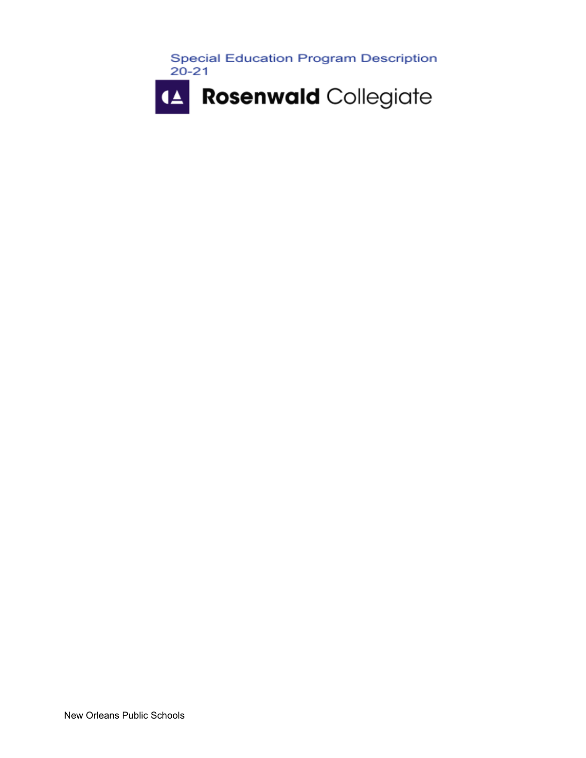Special Education Program Description
20-21

# Rosenwald Collegiate

New Orleans Public Schools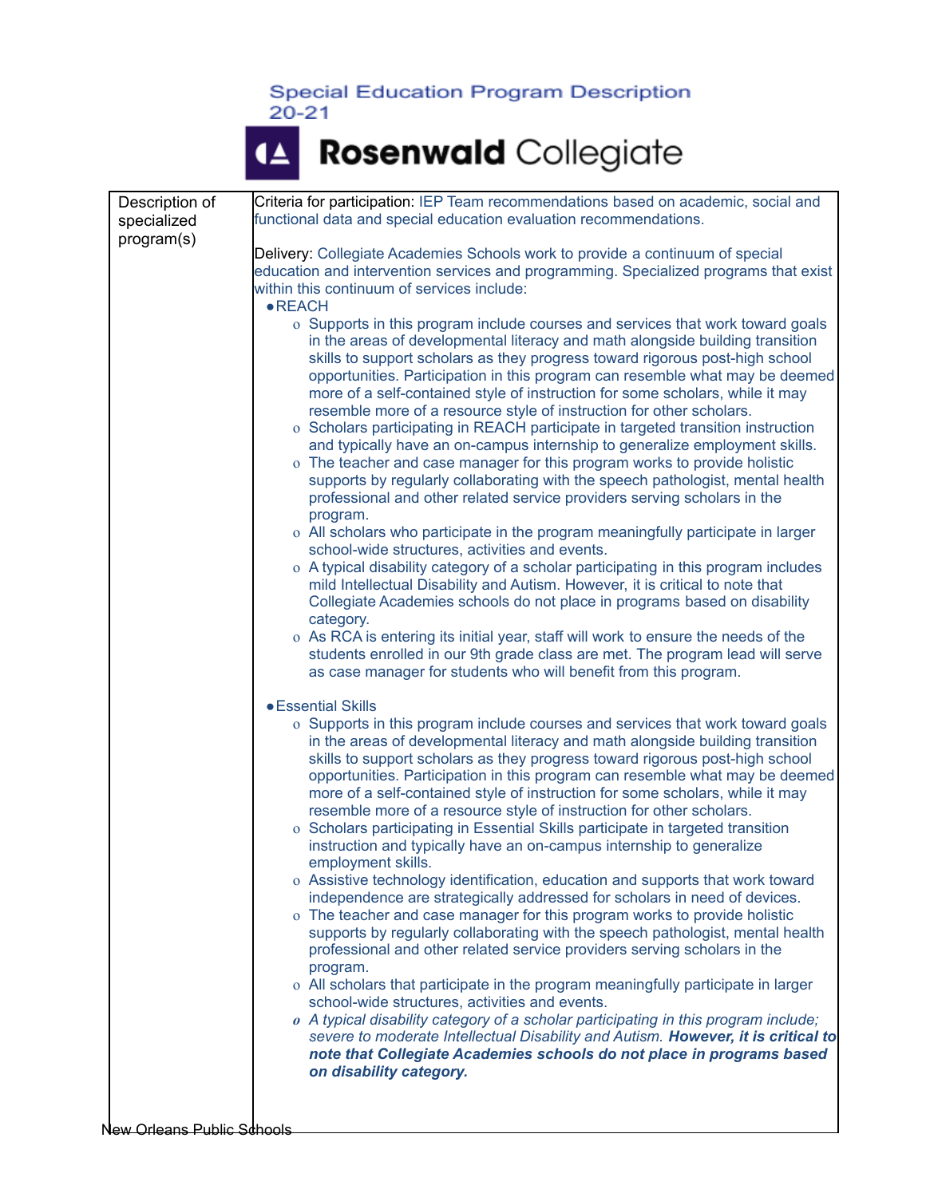Special Education Program Description
20-21

**Rosenwald** Collegiate

| Description of specialized program(s) | Criteria for participation: IEP Team recommendations based on academic, social and functional data and special education evaluation recommendations.<br><br>Delivery: Collegiate Academies Schools work to provide a continuum of special education and intervention services and programming. Specialized programs that exist within this continuum of services include:<br>● REACH<br>o Supports in this program include courses and services that work toward goals in the areas of developmental literacy and math alongside building transition skills to support scholars as they progress toward rigorous post-high school opportunities. Participation in this program can resemble what may be deemed more of a self-contained style of instruction for some scholars, while it may resemble more of a resource style of instruction for other scholars.<br>o Scholars participating in REACH participate in targeted transition instruction and typically have an on-campus internship to generalize employment skills.<br>o The teacher and case manager for this program works to provide holistic supports by regularly collaborating with the speech pathologist, mental health professional and other related service providers serving scholars in the program.<br>o All scholars who participate in the program meaningfully participate in larger school-wide structures, activities and events.<br>o A typical disability category of a scholar participating in this program includes mild Intellectual Disability and Autism. However, it is critical to note that Collegiate Academies schools do not place in programs based on disability category.<br>o As RCA is entering its initial year, staff will work to ensure the needs of the students enrolled in our 9th grade class are met. The program lead will serve as case manager for students who will benefit from this program.<br><br>● Essential Skills<br>o Supports in this program include courses and services that work toward goals in the areas of developmental literacy and math alongside building transition skills to support scholars as they progress toward rigorous post-high school opportunities. Participation in this program can resemble what may be deemed more of a self-contained style of instruction for some scholars, while it may resemble more of a resource style of instruction for other scholars.<br>o Scholars participating in Essential Skills participate in targeted transition instruction and typically have an on-campus internship to generalize employment skills.<br>o Assistive technology identification, education and supports that work toward independence are strategically addressed for scholars in need of devices.<br>o The teacher and case manager for this program works to provide holistic supports by regularly collaborating with the speech pathologist, mental health professional and other related service providers serving scholars in the program.<br>o All scholars that participate in the program meaningfully participate in larger school-wide structures, activities and events.<br>*o A typical disability category of a scholar participating in this program include; severe to moderate Intellectual Disability and Autism.* ***However, it is critical to note that Collegiate Academies schools do not place in programs based on disability category.*** |
|---|---|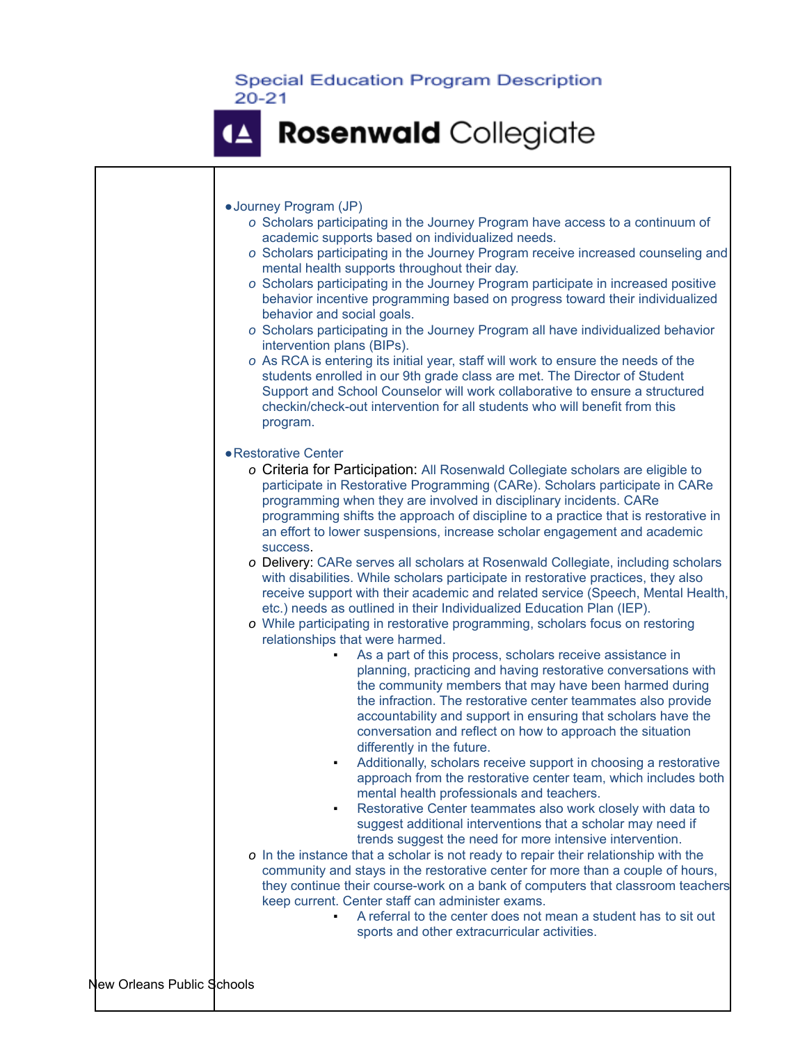- Journey Program (JP)
  - Scholars participating in the Journey Program have access to a continuum of academic supports based on individualized needs.
  - Scholars participating in the Journey Program receive increased counseling and mental health supports throughout their day.
  - Scholars participating in the Journey Program participate in increased positive behavior incentive programming based on progress toward their individualized behavior and social goals.
  - Scholars participating in the Journey Program all have individualized behavior intervention plans (BIPs).
  - As RCA is entering its initial year, staff will work to ensure the needs of the students enrolled in our 9th grade class are met. The Director of Student Support and School Counselor will work collaborative to ensure a structured checkin/check-out intervention for all students who will benefit from this program.

- Restorative Center
  - Criteria for Participation: All Rosenwald Collegiate scholars are eligible to participate in Restorative Programming (CARe). Scholars participate in CARe programming when they are involved in disciplinary incidents. CARe programming shifts the approach of discipline to a practice that is restorative in an effort to lower suspensions, increase scholar engagement and academic success.
  - Delivery: CARe serves all scholars at Rosenwald Collegiate, including scholars with disabilities. While scholars participate in restorative practices, they also receive support with their academic and related service (Speech, Mental Health, etc.) needs as outlined in their Individualized Education Plan (IEP).
  - While participating in restorative programming, scholars focus on restoring relationships that were harmed.
    - As a part of this process, scholars receive assistance in planning, practicing and having restorative conversations with the community members that may have been harmed during the infraction. The restorative center teammates also provide accountability and support in ensuring that scholars have the conversation and reflect on how to approach the situation differently in the future.
    - Additionally, scholars receive support in choosing a restorative approach from the restorative center team, which includes both mental health professionals and teachers.
    - Restorative Center teammates also work closely with data to suggest additional interventions that a scholar may need if trends suggest the need for more intensive intervention.
  - In the instance that a scholar is not ready to repair their relationship with the community and stays in the restorative center for more than a couple of hours, they continue their course-work on a bank of computers that classroom teachers keep current. Center staff can administer exams.
    - A referral to the center does not mean a student has to sit out sports and other extracurricular activities.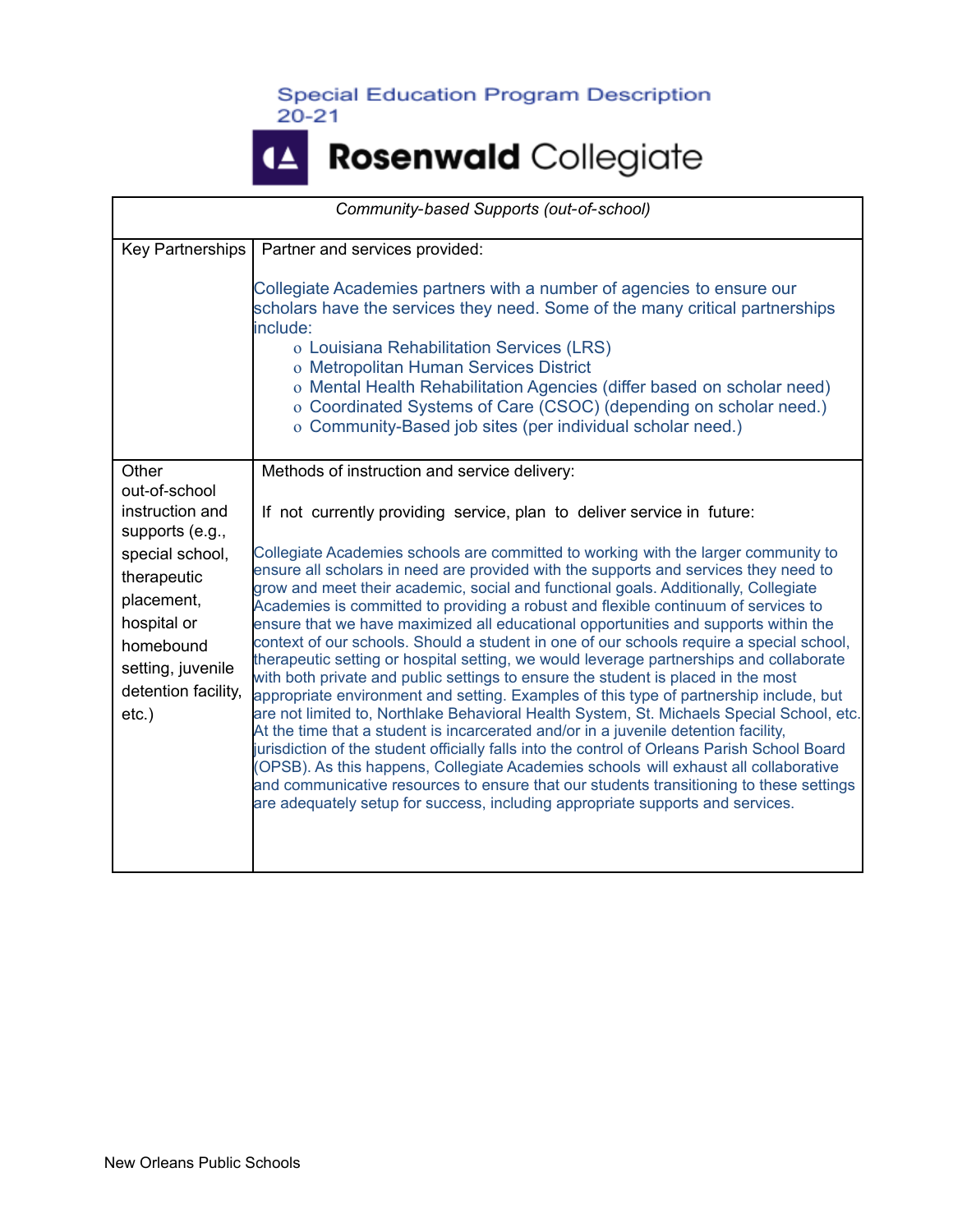Special Education Program Description
20-21

**Rosenwald** Collegiate

| *Community-based Supports (out-of-school)* | |
|---|---|
| Key Partnerships | Partner and services provided:<br><br>Collegiate Academies partners with a number of agencies to ensure our scholars have the services they need. Some of the many critical partnerships include:<br>o Louisiana Rehabilitation Services (LRS)<br>o Metropolitan Human Services District<br>o Mental Health Rehabilitation Agencies (differ based on scholar need)<br>o Coordinated Systems of Care (CSOC) (depending on scholar need.)<br>o Community-Based job sites (per individual scholar need.) |
| Other out-of-school instruction and supports (e.g., special school, therapeutic placement, hospital or homebound setting, juvenile detention facility, etc.) | Methods of instruction and service delivery:<br><br>If not currently providing service, plan to deliver service in future:<br><br>Collegiate Academies schools are committed to working with the larger community to ensure all scholars in need are provided with the supports and services they need to grow and meet their academic, social and functional goals. Additionally, Collegiate Academies is committed to providing a robust and flexible continuum of services to ensure that we have maximized all educational opportunities and supports within the context of our schools. Should a student in one of our schools require a special school, therapeutic setting or hospital setting, we would leverage partnerships and collaborate with both private and public settings to ensure the student is placed in the most appropriate environment and setting. Examples of this type of partnership include, but are not limited to, Northlake Behavioral Health System, St. Michaels Special School, etc. At the time that a student is incarcerated and/or in a juvenile detention facility, jurisdiction of the student officially falls into the control of Orleans Parish School Board (OPSB). As this happens, Collegiate Academies schools will exhaust all collaborative and communicative resources to ensure that our students transitioning to these settings are adequately setup for success, including appropriate supports and services. |